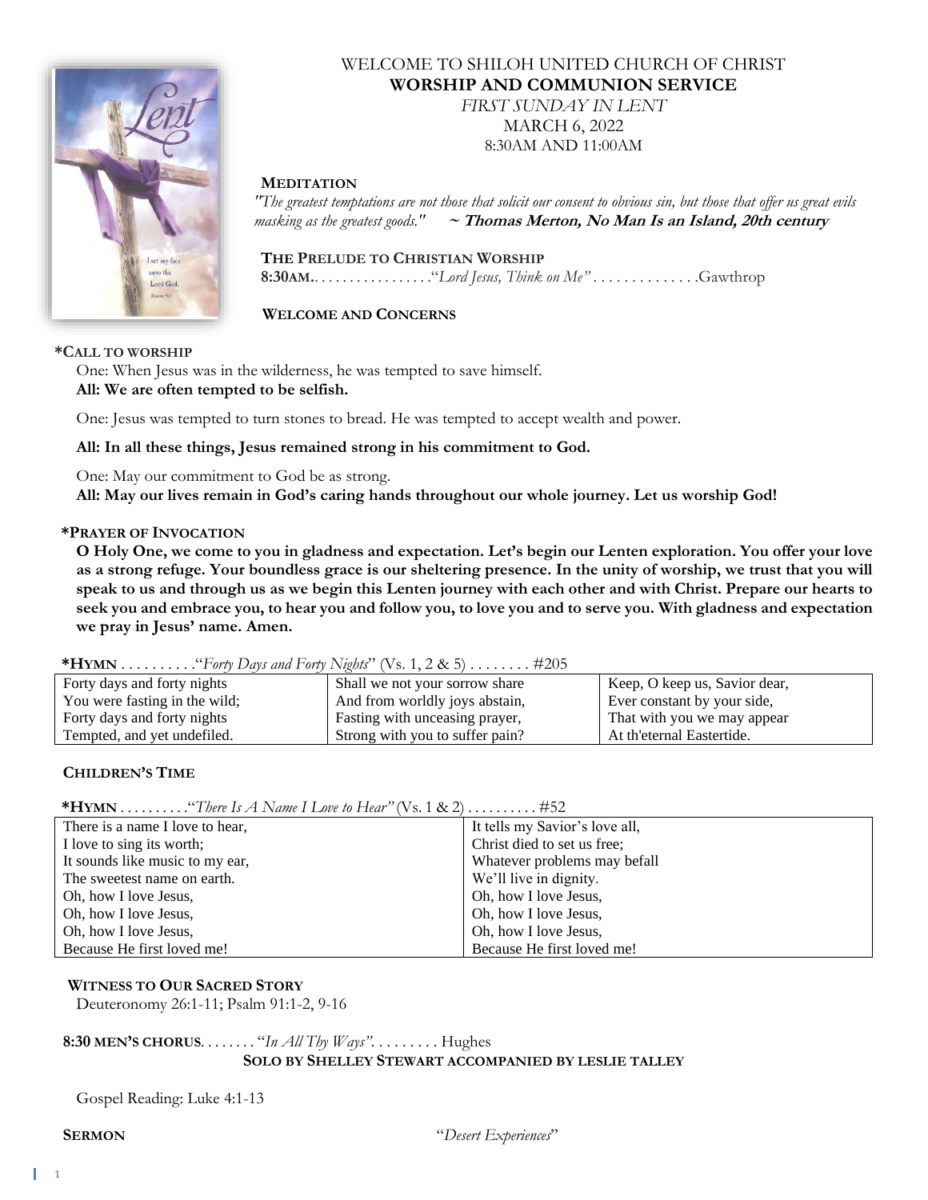# WELCOME TO SHILOH UNITED CHURCH OF CHRIST
## WORSHIP AND COMMUNION SERVICE
*FIRST SUNDAY IN LENT*
MARCH 6, 2022
8:30AM AND 11:00AM

**MEDITATION**

*"The greatest temptations are not those that solicit our consent to obvious sin, but those that offer us great evils masking as the greatest goods."* **~ Thomas Merton, No Man Is an Island, 20th century**

**THE PRELUDE TO CHRISTIAN WORSHIP**

**8:30AM.** . . . . . . . . . . . . . . . . "*Lord Jesus, Think on Me*" . . . . . . . . . . . . . . Gawthrop

**WELCOME AND CONCERNS**

**\*CALL TO WORSHIP**

One: When Jesus was in the wilderness, he was tempted to save himself.
**All: We are often tempted to be selfish.**

One: Jesus was tempted to turn stones to bread. He was tempted to accept wealth and power.

**All: In all these things, Jesus remained strong in his commitment to God.**

One: May our commitment to God be as strong.
**All: May our lives remain in God's caring hands throughout our whole journey. Let us worship God!**

**\*PRAYER OF INVOCATION**

**O Holy One, we come to you in gladness and expectation. Let's begin our Lenten exploration. You offer your love as a strong refuge. Your boundless grace is our sheltering presence. In the unity of worship, we trust that you will speak to us and through us as we begin this Lenten journey with each other and with Christ. Prepare our hearts to seek you and embrace you, to hear you and follow you, to love you and to serve you. With gladness and expectation we pray in Jesus' name. Amen.**

**\*HYMN** . . . . . . . . . ."*Forty Days and Forty Nights*" (Vs. 1, 2 & 5) . . . . . . . . #205

| | | |
|---|---|---|
| Forty days and forty nights<br>You were fasting in the wild;<br>Forty days and forty nights<br>Tempted, and yet undefiled. | Shall we not your sorrow share<br>And from worldly joys abstain,<br>Fasting with unceasing prayer,<br>Strong with you to suffer pain? | Keep, O keep us, Savior dear,<br>Ever constant by your side,<br>That with you we may appear<br>At th'eternal Eastertide. |

**CHILDREN'S TIME**

**\*HYMN** . . . . . . . . . ."*There Is A Name I Love to Hear*" (Vs. 1 & 2) . . . . . . . . . . #52

| | |
|---|---|
| There is a name I love to hear,<br>I love to sing its worth;<br>It sounds like music to my ear,<br>The sweetest name on earth.<br>Oh, how I love Jesus,<br>Oh, how I love Jesus,<br>Oh, how I love Jesus,<br>Because He first loved me! | It tells my Savior's love all,<br>Christ died to set us free;<br>Whatever problems may befall<br>We'll live in dignity.<br>Oh, how I love Jesus,<br>Oh, how I love Jesus,<br>Oh, how I love Jesus,<br>Because He first loved me! |

**WITNESS TO OUR SACRED STORY**

Deuteronomy 26:1-11; Psalm 91:1-2, 9-16

**8:30 MEN'S CHORUS**. . . . . . . "*In All Thy Ways*". . . . . . . . . Hughes

**SOLO BY SHELLEY STEWART ACCOMPANIED BY LESLIE TALLEY**

Gospel Reading: Luke 4:1-13

**SERMON** "*Desert Experiences*"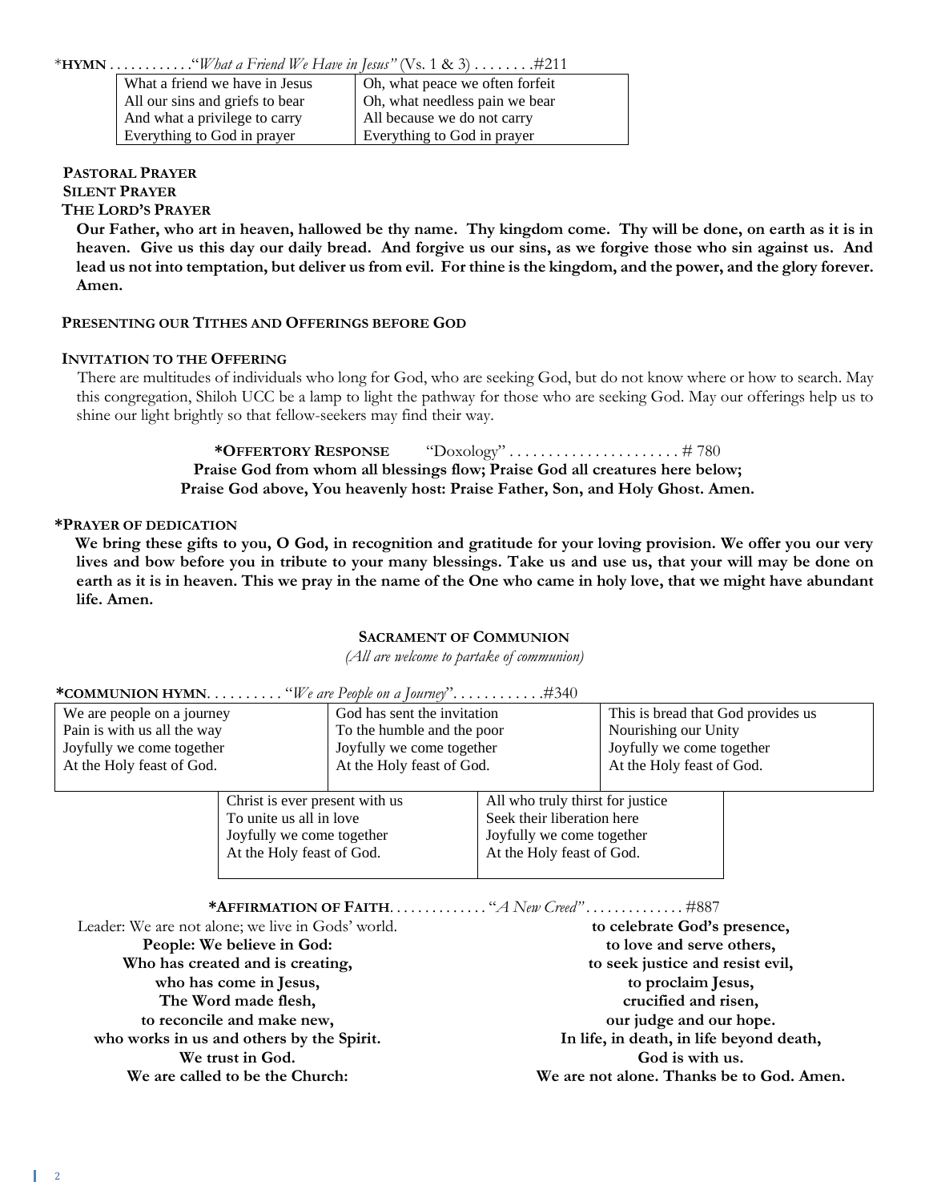*HYMN . . . . . . . . . . . ."*What a Friend We Have in Jesus"* (Vs. 1 & 3) . . . . . . . .#211

| What a friend we have in Jesus<br>All our sins and griefs to bear<br>And what a privilege to carry<br>Everything to God in prayer | Oh, what peace we often forfeit<br>Oh, what needless pain we bear<br>All because we do not carry<br>Everything to God in prayer |
|---|---|

**PASTORAL PRAYER**

**SILENT PRAYER**

**THE LORD'S PRAYER**

**Our Father, who art in heaven, hallowed be thy name. Thy kingdom come. Thy will be done, on earth as it is in heaven. Give us this day our daily bread. And forgive us our sins, as we forgive those who sin against us. And lead us not into temptation, but deliver us from evil. For thine is the kingdom, and the power, and the glory forever. Amen.**

**PRESENTING OUR TITHES AND OFFERINGS BEFORE GOD**

**INVITATION TO THE OFFERING**

There are multitudes of individuals who long for God, who are seeking God, but do not know where or how to search. May this congregation, Shiloh UCC be a lamp to light the pathway for those who are seeking God. May our offerings help us to shine our light brightly so that fellow-seekers may find their way.

**\*OFFERTORY RESPONSE** "Doxology" . . . . . . . . . . . . . . . . . . . . . . # 780

**Praise God from whom all blessings flow; Praise God all creatures here below;**
**Praise God above, You heavenly host: Praise Father, Son, and Holy Ghost. Amen.**

**\*PRAYER OF DEDICATION**

**We bring these gifts to you, O God, in recognition and gratitude for your loving provision. We offer you our very lives and bow before you in tribute to your many blessings. Take us and use us, that your will may be done on earth as it is in heaven. This we pray in the name of the One who came in holy love, that we might have abundant life. Amen.**

## SACRAMENT OF COMMUNION

*(All are welcome to partake of communion)*

**\*COMMUNION HYMN**. . . . . . . . . . "*We are People on a Journey*". . . . . . . . . . . .#340

| We are people on a journey<br>Pain is with us all the way<br>Joyfully we come together<br>At the Holy feast of God. | God has sent the invitation<br>To the humble and the poor<br>Joyfully we come together<br>At the Holy feast of God. | This is bread that God provides us<br>Nourishing our Unity<br>Joyfully we come together<br>At the Holy feast of God. |
|---|---|---|

| Christ is ever present with us<br>To unite us all in love<br>Joyfully we come together<br>At the Holy feast of God. | All who truly thirst for justice<br>Seek their liberation here<br>Joyfully we come together<br>At the Holy feast of God. |
|---|---|

**\*AFFIRMATION OF FAITH**. . . . . . . . . . . . . "*A New Creed*" . . . . . . . . . . . . . #887

Leader: We are not alone; we live in Gods' world.
**People: We believe in God:**
**Who has created and is creating,**
**who has come in Jesus,**
**The Word made flesh,**
**to reconcile and make new,**
**who works in us and others by the Spirit.**
**We trust in God.**
**We are called to be the Church:**
**to celebrate God's presence,**
**to love and serve others,**
**to seek justice and resist evil,**
**to proclaim Jesus,**
**crucified and risen,**
**our judge and our hope.**
**In life, in death, in life beyond death,**
**God is with us.**
**We are not alone. Thanks be to God. Amen.**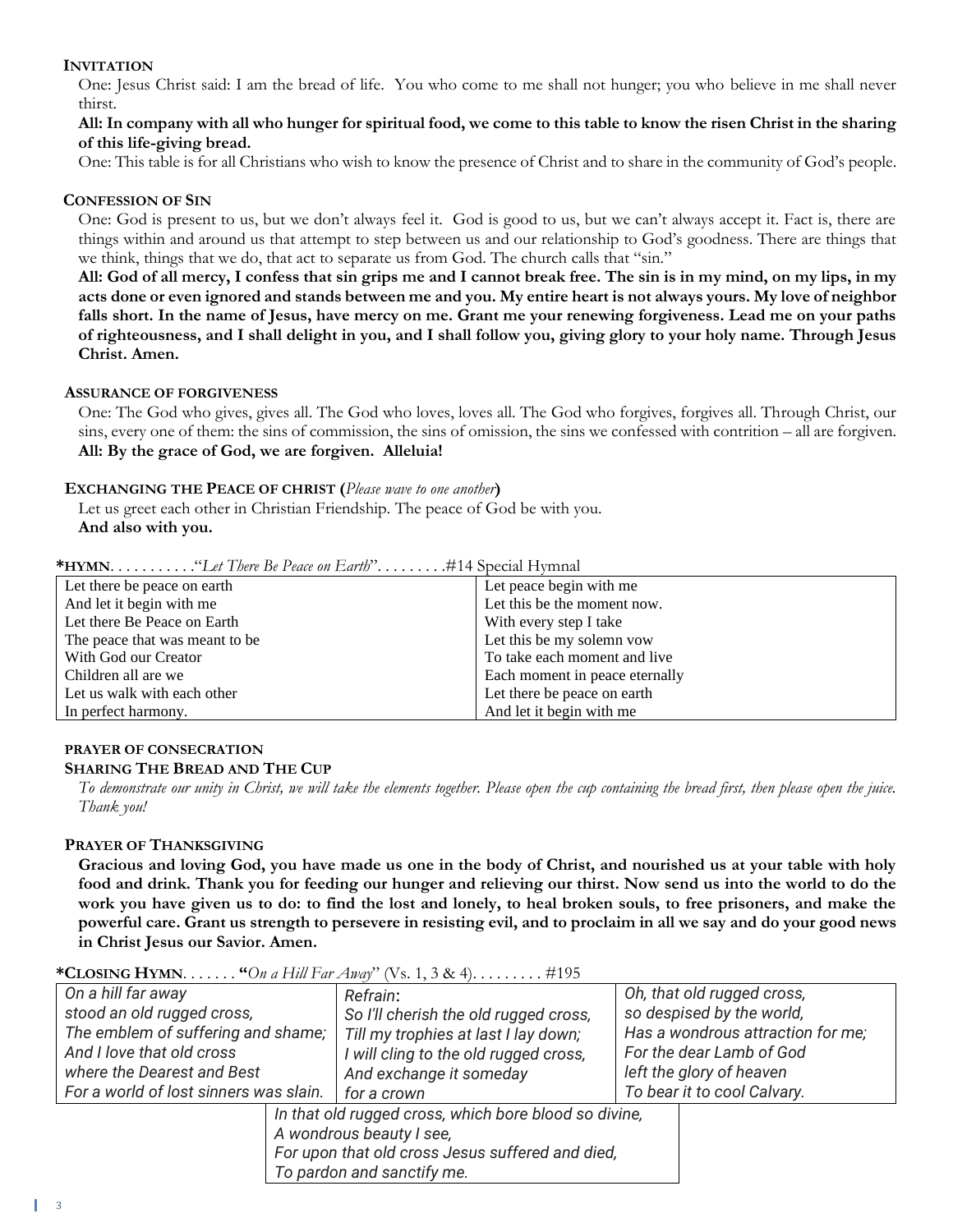#### INVITATION

One: Jesus Christ said: I am the bread of life. You who come to me shall not hunger; you who believe in me shall never thirst.

**All: In company with all who hunger for spiritual food, we come to this table to know the risen Christ in the sharing of this life-giving bread.**

One: This table is for all Christians who wish to know the presence of Christ and to share in the community of God's people.

#### CONFESSION OF SIN

One: God is present to us, but we don't always feel it. God is good to us, but we can't always accept it. Fact is, there are things within and around us that attempt to step between us and our relationship to God's goodness. There are things that we think, things that we do, that act to separate us from God. The church calls that "sin."

**All: God of all mercy, I confess that sin grips me and I cannot break free. The sin is in my mind, on my lips, in my acts done or even ignored and stands between me and you. My entire heart is not always yours. My love of neighbor falls short. In the name of Jesus, have mercy on me. Grant me your renewing forgiveness. Lead me on your paths of righteousness, and I shall delight in you, and I shall follow you, giving glory to your holy name. Through Jesus Christ. Amen.**

#### ASSURANCE OF FORGIVENESS

One: The God who gives, gives all. The God who loves, loves all. The God who forgives, forgives all. Through Christ, our sins, every one of them: the sins of commission, the sins of omission, the sins we confessed with contrition – all are forgiven.

**All: By the grace of God, we are forgiven. Alleluia!**

#### EXCHANGING THE PEACE OF CHRIST (*Please wave to one another*)

Let us greet each other in Christian Friendship. The peace of God be with you.

**And also with you.**

**\*HYMN**. . . . . . . . . . ."*Let There Be Peace on Earth*". . . . . . . . .#14 Special Hymnal

| | |
|---|---|
| Let there be peace on earth<br>And let it begin with me<br>Let there Be Peace on Earth<br>The peace that was meant to be<br>With God our Creator<br>Children all are we<br>Let us walk with each other<br>In perfect harmony. | Let peace begin with me<br>Let this be the moment now.<br>With every step I take<br>Let this be my solemn vow<br>To take each moment and live<br>Each moment in peace eternally<br>Let there be peace on earth<br>And let it begin with me |

#### PRAYER OF CONSECRATION

#### SHARING THE BREAD AND THE CUP

*To demonstrate our unity in Christ, we will take the elements together. Please open the cup containing the bread first, then please open the juice. Thank you!*

#### PRAYER OF THANKSGIVING

**Gracious and loving God, you have made us one in the body of Christ, and nourished us at your table with holy food and drink. Thank you for feeding our hunger and relieving our thirst. Now send us into the world to do the work you have given us to do: to find the lost and lonely, to heal broken souls, to free prisoners, and make the powerful care. Grant us strength to persevere in resisting evil, and to proclaim in all we say and do your good news in Christ Jesus our Savior. Amen.**

**\*CLOSING HYMN**. . . . . . . **"***On a Hill Far Away*" (Vs. 1, 3 & 4). . . . . . . . . #195

| | | |
|---|---|---|
| *On a hill far away<br>stood an old rugged cross,<br>The emblem of suffering and shame;<br>And I love that old cross<br>where the Dearest and Best<br>For a world of lost sinners was slain.* | *Refrain:<br>So I'll cherish the old rugged cross,<br>Till my trophies at last I lay down;<br>I will cling to the old rugged cross,<br>And exchange it someday<br>for a crown* | *Oh, that old rugged cross,<br>so despised by the world,<br>Has a wondrous attraction for me;<br>For the dear Lamb of God<br>left the glory of heaven<br>To bear it to cool Calvary.* |

| |
|---|
| *In that old rugged cross, which bore blood so divine,<br>A wondrous beauty I see,<br>For upon that old cross Jesus suffered and died,<br>To pardon and sanctify me.* |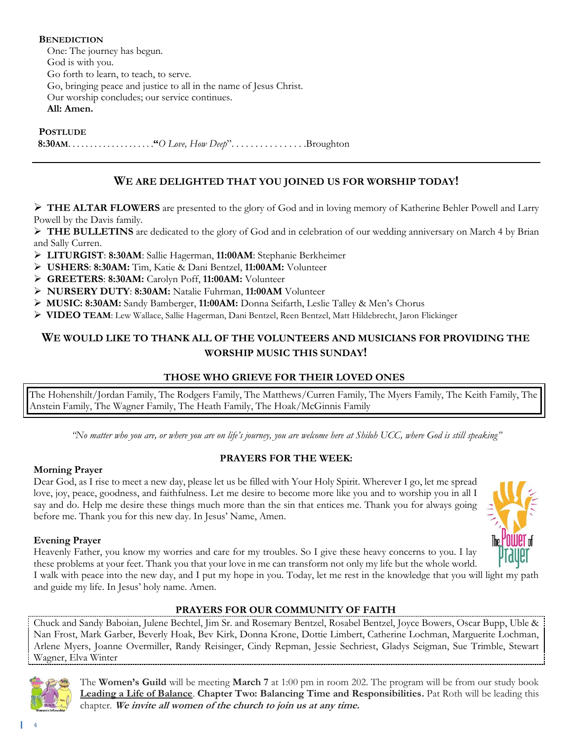**BENEDICTION**

One: The journey has begun.
God is with you.
Go forth to learn, to teach, to serve.
Go, bringing peace and justice to all in the name of Jesus Christ.
Our worship concludes; our service continues.
**All: Amen.**

**POSTLUDE**

**8:30AM**. . . . . . . . . . . . . . . . . . . .**"***O Love, How Deep*". . . . . . . . . . . . . . . .Broughton

---

## WE ARE DELIGHTED THAT YOU JOINED US FOR WORSHIP TODAY!

- **THE ALTAR FLOWERS** are presented to the glory of God and in loving memory of Katherine Behler Powell and Larry Powell by the Davis family.
- **THE BULLETINS** are dedicated to the glory of God and in celebration of our wedding anniversary on March 4 by Brian and Sally Curren.
- **LITURGIST**: **8:30AM**: Sallie Hagerman, **11:00AM**: Stephanie Berkheimer
- **USHERS**: **8:30AM:** Tim, Katie & Dani Bentzel, **11:00AM:** Volunteer
- **GREETERS**: **8:30AM:** Carolyn Poff, **11:00AM:** Volunteer
- **NURSERY DUTY**: **8:30AM:** Natalie Fuhrman, **11:00AM** Volunteer
- **MUSIC: 8:30AM:** Sandy Bamberger, **11:00AM:** Donna Seifarth, Leslie Talley & Men's Chorus
- **VIDEO TEAM**: Lew Wallace, Sallie Hagerman, Dani Bentzel, Reen Bentzel, Matt Hildebrecht, Jaron Flickinger

## WE WOULD LIKE TO THANK ALL OF THE VOLUNTEERS AND MUSICIANS FOR PROVIDING THE WORSHIP MUSIC THIS SUNDAY!

### THOSE WHO GRIEVE FOR THEIR LOVED ONES

The Hohenshilt/Jordan Family, The Rodgers Family, The Matthews/Curren Family, The Myers Family, The Keith Family, The Anstein Family, The Wagner Family, The Heath Family, The Hoak/McGinnis Family

*"No matter who you are, or where you are on life's journey, you are welcome here at Shiloh UCC, where God is still speaking"*

### PRAYERS FOR THE WEEK:

**Morning Prayer**

Dear God, as I rise to meet a new day, please let us be filled with Your Holy Spirit. Wherever I go, let me spread love, joy, peace, goodness, and faithfulness. Let me desire to become more like you and to worship you in all I say and do. Help me desire these things much more than the sin that entices me. Thank you for always going before me. Thank you for this new day. In Jesus' Name, Amen.

**Evening Prayer**

Heavenly Father, you know my worries and care for my troubles. So I give these heavy concerns to you. I lay these problems at your feet. Thank you that your love in me can transform not only my life but the whole world. I walk with peace into the new day, and I put my hope in you. Today, let me rest in the knowledge that you will light my path and guide my life. In Jesus' holy name. Amen.

### PRAYERS FOR OUR COMMUNITY OF FAITH

Chuck and Sandy Baboian, Julene Bechtel, Jim Sr. and Rosemary Bentzel, Rosabel Bentzel, Joyce Bowers, Oscar Bupp, Uble & Nan Frost, Mark Garber, Beverly Hoak, Bev Kirk, Donna Krone, Dottie Limbert, Catherine Lochman, Marguerite Lochman, Arlene Myers, Joanne Overmiller, Randy Reisinger, Cindy Repman, Jessie Sechriest, Gladys Seigman, Sue Trimble, Stewart Wagner, Elva Winter

The **Women's Guild** will be meeting **March 7** at 1:00 pm in room 202. The program will be from our study book **Leading a Life of Balance**. **Chapter Two: Balancing Time and Responsibilities.** Pat Roth will be leading this chapter. ***We invite all women of the church to join us at any time.***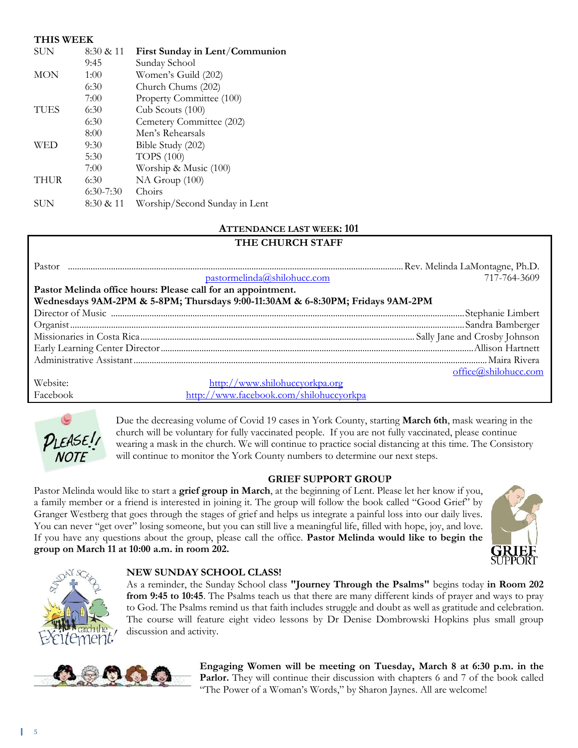## THIS WEEK

| | | |
|---|---|---|
| SUN | 8:30 & 11 | **First Sunday in Lent/Communion** |
| | 9:45 | Sunday School |
| MON | 1:00 | Women's Guild (202) |
| | 6:30 | Church Chums (202) |
| | 7:00 | Property Committee (100) |
| TUES | 6:30 | Cub Scouts (100) |
| | 6:30 | Cemetery Committee (202) |
| | 8:00 | Men's Rehearsals |
| WED | 9:30 | Bible Study (202) |
| | 5:30 | TOPS (100) |
| | 7:00 | Worship & Music (100) |
| THUR | 6:30 | NA Group (100) |
| | 6:30-7:30 | Choirs |
| SUN | 8:30 & 11 | Worship/Second Sunday in Lent |

**ATTENDANCE LAST WEEK: 101**

## THE CHURCH STAFF

Pastor ........ Rev. Melinda LaMontagne, Ph.D.
pastormelinda@shilohucc.com 717-764-3609

**Pastor Melinda office hours: Please call for an appointment.**
**Wednesdays 9AM-2PM & 5-8PM; Thursdays 9:00-11:30AM & 6-8:30PM; Fridays 9AM-2PM**

Director of Music ........ Stephanie Limbert
Organist ........ Sandra Bamberger
Missionaries in Costa Rica ........ Sally Jane and Crosby Johnson
Early Learning Center Director ........ Allison Hartnett
Administrative Assistant ........ Maira Rivera
office@shilohucc.com

Website: http://www.shilohuccyorkpa.org
Facebook http://www.facebook.com/shilohuccyorkpa

Due the decreasing volume of Covid 19 cases in York County, starting **March 6th**, mask wearing in the church will be voluntary for fully vaccinated people. If you are not fully vaccinated, please continue wearing a mask in the church. We will continue to practice social distancing at this time. The Consistory will continue to monitor the York County numbers to determine our next steps.

### GRIEF SUPPORT GROUP

Pastor Melinda would like to start a **grief group in March**, at the beginning of Lent. Please let her know if you, a family member or a friend is interested in joining it. The group will follow the book called "Good Grief" by Granger Westberg that goes through the stages of grief and helps us integrate a painful loss into our daily lives. You can never "get over" losing someone, but you can still live a meaningful life, filled with hope, joy, and love. If you have any questions about the group, please call the office. **Pastor Melinda would like to begin the group on March 11 at 10:00 a.m. in room 202.**

### NEW SUNDAY SCHOOL CLASS!

As a reminder, the Sunday School class **"Journey Through the Psalms"** begins today **in Room 202 from 9:45 to 10:45**. The Psalms teach us that there are many different kinds of prayer and ways to pray to God. The Psalms remind us that faith includes struggle and doubt as well as gratitude and celebration. The course will feature eight video lessons by Dr Denise Dombrowski Hopkins plus small group discussion and activity.

**Engaging Women will be meeting on Tuesday, March 8 at 6:30 p.m. in the Parlor.** They will continue their discussion with chapters 6 and 7 of the book called "The Power of a Woman's Words," by Sharon Jaynes. All are welcome!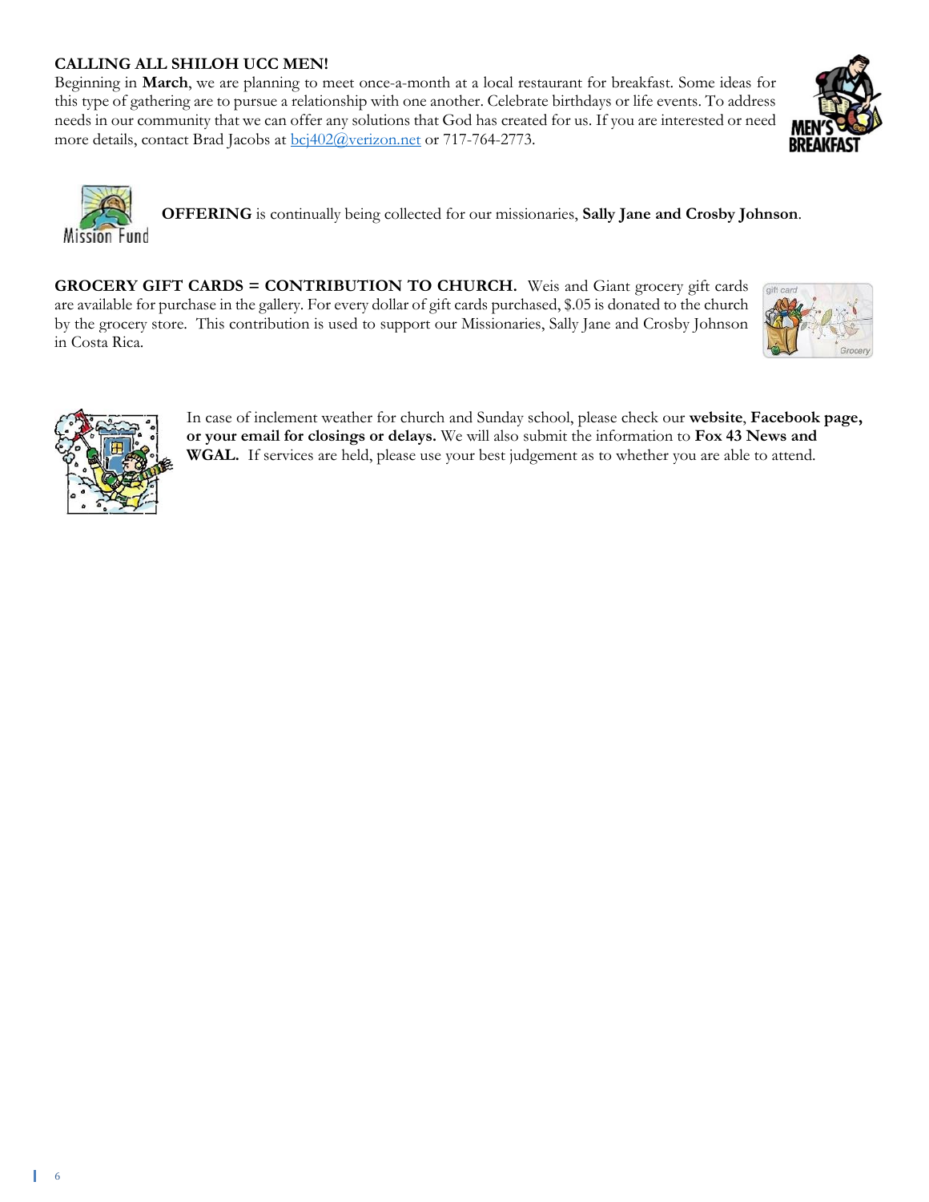**CALLING ALL SHILOH UCC MEN!**

Beginning in **March**, we are planning to meet once-a-month at a local restaurant for breakfast. Some ideas for this type of gathering are to pursue a relationship with one another. Celebrate birthdays or life events. To address needs in our community that we can offer any solutions that God has created for us. If you are interested or need more details, contact Brad Jacobs at bcj402@verizon.net or 717-764-2773.

**OFFERING** is continually being collected for our missionaries, **Sally Jane and Crosby Johnson**.

**GROCERY GIFT CARDS = CONTRIBUTION TO CHURCH.** Weis and Giant grocery gift cards are available for purchase in the gallery. For every dollar of gift cards purchased, $.05 is donated to the church by the grocery store. This contribution is used to support our Missionaries, Sally Jane and Crosby Johnson in Costa Rica.

In case of inclement weather for church and Sunday school, please check our **website**, **Facebook page, or your email for closings or delays.** We will also submit the information to **Fox 43 News and WGAL.** If services are held, please use your best judgement as to whether you are able to attend.